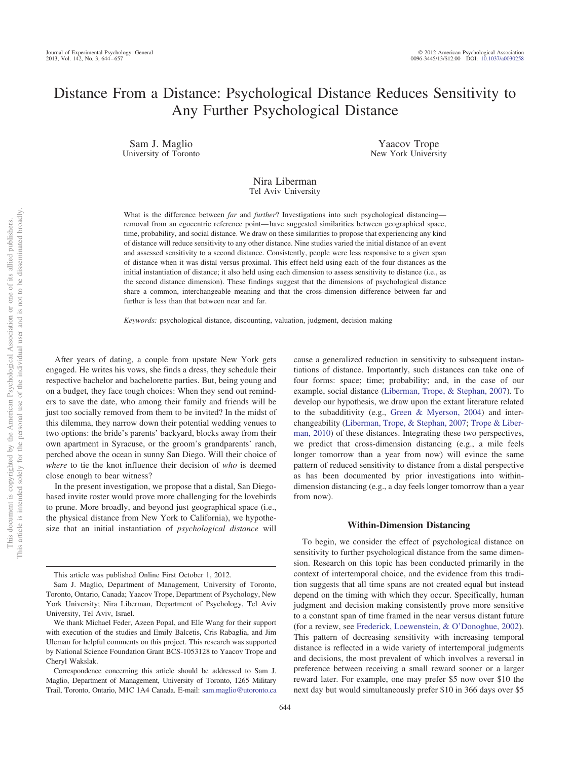# Distance From a Distance: Psychological Distance Reduces Sensitivity to Any Further Psychological Distance

Sam J. Maglio
University of Toronto

Yaacov Trope
New York University

Nira Liberman
Tel Aviv University

What is the difference between *far* and *further*? Investigations into such psychological distancing—removal from an egocentric reference point—have suggested similarities between geographical space, time, probability, and social distance. We draw on these similarities to propose that experiencing any kind of distance will reduce sensitivity to any other distance. Nine studies varied the initial distance of an event and assessed sensitivity to a second distance. Consistently, people were less responsive to a given span of distance when it was distal versus proximal. This effect held using each of the four distances as the initial instantiation of distance; it also held using each dimension to assess sensitivity to distance (i.e., as the second distance dimension). These findings suggest that the dimensions of psychological distance share a common, interchangeable meaning and that the cross-dimension difference between far and further is less than that between near and far.

*Keywords:* psychological distance, discounting, valuation, judgment, decision making

After years of dating, a couple from upstate New York gets engaged. He writes his vows, she finds a dress, they schedule their respective bachelor and bachelorette parties. But, being young and on a budget, they face tough choices: When they send out reminders to save the date, who among their family and friends will be just too socially removed from them to be invited? In the midst of this dilemma, they narrow down their potential wedding venues to two options: the bride's parents' backyard, blocks away from their own apartment in Syracuse, or the groom's grandparents' ranch, perched above the ocean in sunny San Diego. Will their choice of *where* to tie the knot influence their decision of *who* is deemed close enough to bear witness?

In the present investigation, we propose that a distal, San Diego-based invite roster would prove more challenging for the lovebirds to prune. More broadly, and beyond just geographical space (i.e., the physical distance from New York to California), we hypothesize that an initial instantiation of *psychological distance* will cause a generalized reduction in sensitivity to subsequent instantiations of distance. Importantly, such distances can take one of four forms: space; time; probability; and, in the case of our example, social distance (Liberman, Trope, & Stephan, 2007). To develop our hypothesis, we draw upon the extant literature related to the subadditivity (e.g., Green & Myerson, 2004) and interchangeability (Liberman, Trope, & Stephan, 2007; Trope & Liberman, 2010) of these distances. Integrating these two perspectives, we predict that cross-dimension distancing (e.g., a mile feels longer tomorrow than a year from now) will evince the same pattern of reduced sensitivity to distance from a distal perspective as has been documented by prior investigations into within-dimension distancing (e.g., a day feels longer tomorrow than a year from now).

## Within-Dimension Distancing

To begin, we consider the effect of psychological distance on sensitivity to further psychological distance from the same dimension. Research on this topic has been conducted primarily in the context of intertemporal choice, and the evidence from this tradition suggests that all time spans are not created equal but instead depend on the timing with which they occur. Specifically, human judgment and decision making consistently prove more sensitive to a constant span of time framed in the near versus distant future (for a review, see Frederick, Loewenstein, & O'Donoghue, 2002). This pattern of decreasing sensitivity with increasing temporal distance is reflected in a wide variety of intertemporal judgments and decisions, the most prevalent of which involves a reversal in preference between receiving a small reward sooner or a larger reward later. For example, one may prefer $5 now over $10 the next day but would simultaneously prefer $10 in 366 days over $5

This article was published Online First October 1, 2012.

Sam J. Maglio, Department of Management, University of Toronto, Toronto, Ontario, Canada; Yaacov Trope, Department of Psychology, New York University; Nira Liberman, Department of Psychology, Tel Aviv University, Tel Aviv, Israel.

We thank Michael Feder, Azeen Popal, and Elle Wang for their support with execution of the studies and Emily Balcetis, Cris Rabaglia, and Jim Uleman for helpful comments on this project. This research was supported by National Science Foundation Grant BCS-1053128 to Yaacov Trope and Cheryl Wakslak.

Correspondence concerning this article should be addressed to Sam J. Maglio, Department of Management, University of Toronto, 1265 Military Trail, Toronto, Ontario, M1C 1A4 Canada. E-mail: sam.maglio@utoronto.ca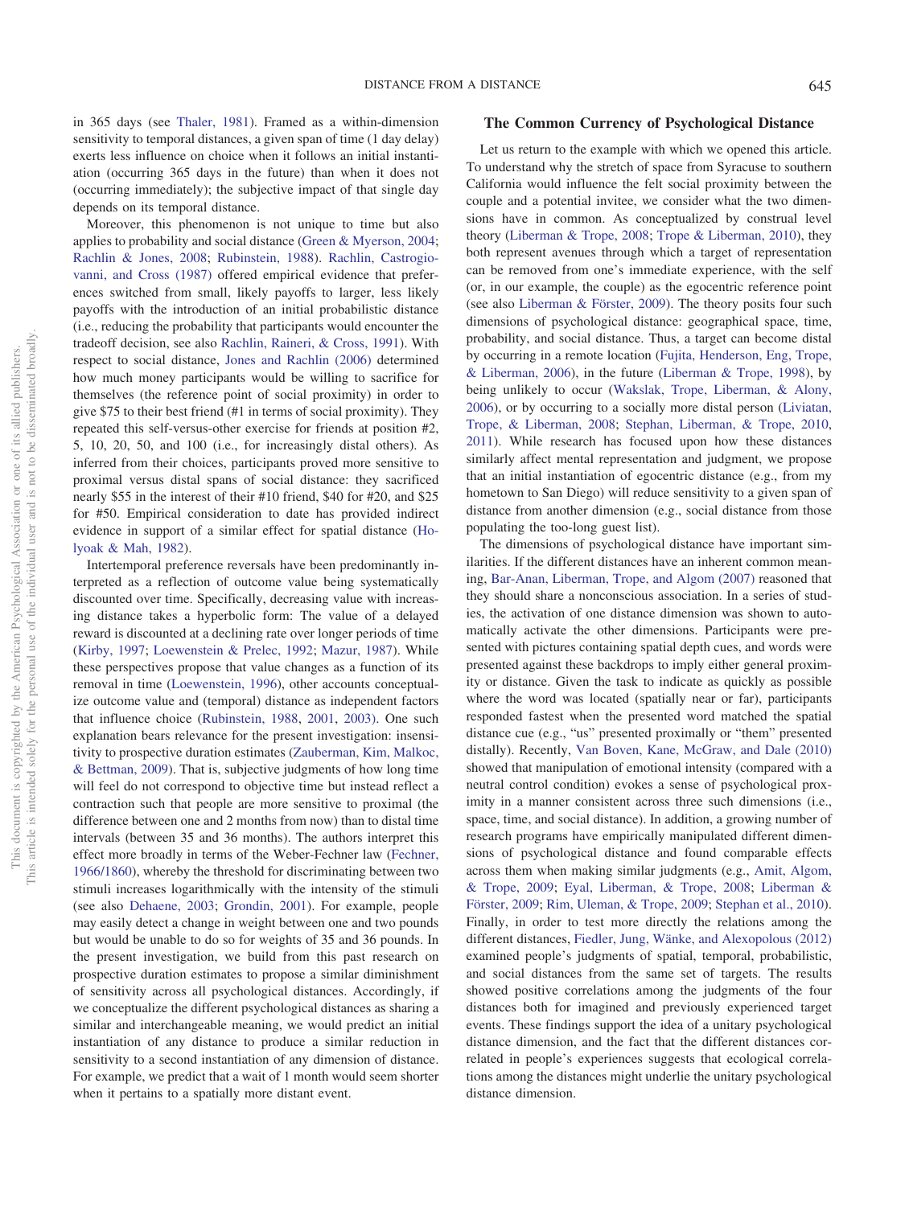in 365 days (see Thaler, 1981). Framed as a within-dimension sensitivity to temporal distances, a given span of time (1 day delay) exerts less influence on choice when it follows an initial instantiation (occurring 365 days in the future) than when it does not (occurring immediately); the subjective impact of that single day depends on its temporal distance.

Moreover, this phenomenon is not unique to time but also applies to probability and social distance (Green & Myerson, 2004; Rachlin & Jones, 2008; Rubinstein, 1988). Rachlin, Castrogiovanni, and Cross (1987) offered empirical evidence that preferences switched from small, likely payoffs to larger, less likely payoffs with the introduction of an initial probabilistic distance (i.e., reducing the probability that participants would encounter the tradeoff decision, see also Rachlin, Raineri, & Cross, 1991). With respect to social distance, Jones and Rachlin (2006) determined how much money participants would be willing to sacrifice for themselves (the reference point of social proximity) in order to give $75 to their best friend (#1 in terms of social proximity). They repeated this self-versus-other exercise for friends at position #2, 5, 10, 20, 50, and 100 (i.e., for increasingly distal others). As inferred from their choices, participants proved more sensitive to proximal versus distal spans of social distance: they sacrificed nearly $55 in the interest of their #10 friend, $40 for #20, and $25 for #50. Empirical consideration to date has provided indirect evidence in support of a similar effect for spatial distance (Holyoak & Mah, 1982).

Intertemporal preference reversals have been predominantly interpreted as a reflection of outcome value being systematically discounted over time. Specifically, decreasing value with increasing distance takes a hyperbolic form: The value of a delayed reward is discounted at a declining rate over longer periods of time (Kirby, 1997; Loewenstein & Prelec, 1992; Mazur, 1987). While these perspectives propose that value changes as a function of its removal in time (Loewenstein, 1996), other accounts conceptualize outcome value and (temporal) distance as independent factors that influence choice (Rubinstein, 1988, 2001, 2003). One such explanation bears relevance for the present investigation: insensitivity to prospective duration estimates (Zauberman, Kim, Malkoc, & Bettman, 2009). That is, subjective judgments of how long time will feel do not correspond to objective time but instead reflect a contraction such that people are more sensitive to proximal (the difference between one and 2 months from now) than to distal time intervals (between 35 and 36 months). The authors interpret this effect more broadly in terms of the Weber-Fechner law (Fechner, 1966/1860), whereby the threshold for discriminating between two stimuli increases logarithmically with the intensity of the stimuli (see also Dehaene, 2003; Grondin, 2001). For example, people may easily detect a change in weight between one and two pounds but would be unable to do so for weights of 35 and 36 pounds. In the present investigation, we build from this past research on prospective duration estimates to propose a similar diminishment of sensitivity across all psychological distances. Accordingly, if we conceptualize the different psychological distances as sharing a similar and interchangeable meaning, we would predict an initial instantiation of any distance to produce a similar reduction in sensitivity to a second instantiation of any dimension of distance. For example, we predict that a wait of 1 month would seem shorter when it pertains to a spatially more distant event.

## The Common Currency of Psychological Distance

Let us return to the example with which we opened this article. To understand why the stretch of space from Syracuse to southern California would influence the felt social proximity between the couple and a potential invitee, we consider what the two dimensions have in common. As conceptualized by construal level theory (Liberman & Trope, 2008; Trope & Liberman, 2010), they both represent avenues through which a target of representation can be removed from one's immediate experience, with the self (or, in our example, the couple) as the egocentric reference point (see also Liberman & Förster, 2009). The theory posits four such dimensions of psychological distance: geographical space, time, probability, and social distance. Thus, a target can become distal by occurring in a remote location (Fujita, Henderson, Eng, Trope, & Liberman, 2006), in the future (Liberman & Trope, 1998), by being unlikely to occur (Wakslak, Trope, Liberman, & Alony, 2006), or by occurring to a socially more distal person (Liviatan, Trope, & Liberman, 2008; Stephan, Liberman, & Trope, 2010, 2011). While research has focused upon how these distances similarly affect mental representation and judgment, we propose that an initial instantiation of egocentric distance (e.g., from my hometown to San Diego) will reduce sensitivity to a given span of distance from another dimension (e.g., social distance from those populating the too-long guest list).

The dimensions of psychological distance have important similarities. If the different distances have an inherent common meaning, Bar-Anan, Liberman, Trope, and Algom (2007) reasoned that they should share a nonconscious association. In a series of studies, the activation of one distance dimension was shown to automatically activate the other dimensions. Participants were presented with pictures containing spatial depth cues, and words were presented against these backdrops to imply either general proximity or distance. Given the task to indicate as quickly as possible where the word was located (spatially near or far), participants responded fastest when the presented word matched the spatial distance cue (e.g., "us" presented proximally or "them" presented distally). Recently, Van Boven, Kane, McGraw, and Dale (2010) showed that manipulation of emotional intensity (compared with a neutral control condition) evokes a sense of psychological proximity in a manner consistent across three such dimensions (i.e., space, time, and social distance). In addition, a growing number of research programs have empirically manipulated different dimensions of psychological distance and found comparable effects across them when making similar judgments (e.g., Amit, Algom, & Trope, 2009; Eyal, Liberman, & Trope, 2008; Liberman & Förster, 2009; Rim, Uleman, & Trope, 2009; Stephan et al., 2010). Finally, in order to test more directly the relations among the different distances, Fiedler, Jung, Wänke, and Alexopolous (2012) examined people's judgments of spatial, temporal, probabilistic, and social distances from the same set of targets. The results showed positive correlations among the judgments of the four distances both for imagined and previously experienced target events. These findings support the idea of a unitary psychological distance dimension, and the fact that the different distances correlated in people's experiences suggests that ecological correlations among the distances might underlie the unitary psychological distance dimension.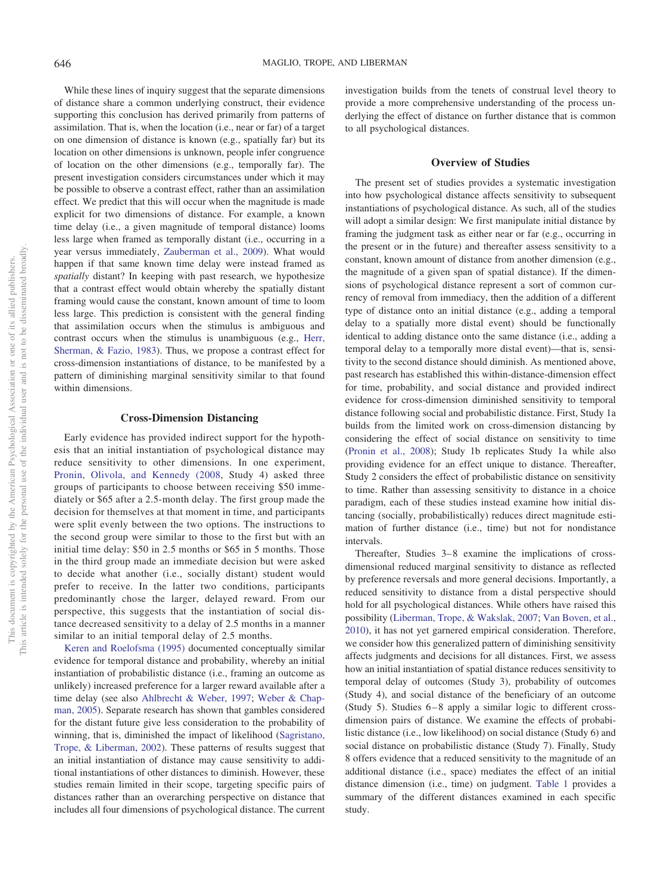While these lines of inquiry suggest that the separate dimensions of distance share a common underlying construct, their evidence supporting this conclusion has derived primarily from patterns of assimilation. That is, when the location (i.e., near or far) of a target on one dimension of distance is known (e.g., spatially far) but its location on other dimensions is unknown, people infer congruence of location on the other dimensions (e.g., temporally far). The present investigation considers circumstances under which it may be possible to observe a contrast effect, rather than an assimilation effect. We predict that this will occur when the magnitude is made explicit for two dimensions of distance. For example, a known time delay (i.e., a given magnitude of temporal distance) looms less large when framed as temporally distant (i.e., occurring in a year versus immediately, Zauberman et al., 2009). What would happen if that same known time delay were instead framed as *spatially* distant? In keeping with past research, we hypothesize that a contrast effect would obtain whereby the spatially distant framing would cause the constant, known amount of time to loom less large. This prediction is consistent with the general finding that assimilation occurs when the stimulus is ambiguous and contrast occurs when the stimulus is unambiguous (e.g., Herr, Sherman, & Fazio, 1983). Thus, we propose a contrast effect for cross-dimension instantiations of distance, to be manifested by a pattern of diminishing marginal sensitivity similar to that found within dimensions.

## Cross-Dimension Distancing

Early evidence has provided indirect support for the hypothesis that an initial instantiation of psychological distance may reduce sensitivity to other dimensions. In one experiment, Pronin, Olivola, and Kennedy (2008, Study 4) asked three groups of participants to choose between receiving $50 immediately or $65 after a 2.5-month delay. The first group made the decision for themselves at that moment in time, and participants were split evenly between the two options. The instructions to the second group were similar to those to the first but with an initial time delay: $50 in 2.5 months or $65 in 5 months. Those in the third group made an immediate decision but were asked to decide what another (i.e., socially distant) student would prefer to receive. In the latter two conditions, participants predominantly chose the larger, delayed reward. From our perspective, this suggests that the instantiation of social distance decreased sensitivity to a delay of 2.5 months in a manner similar to an initial temporal delay of 2.5 months.

Keren and Roelofsma (1995) documented conceptually similar evidence for temporal distance and probability, whereby an initial instantiation of probabilistic distance (i.e., framing an outcome as unlikely) increased preference for a larger reward available after a time delay (see also Ahlbrecht & Weber, 1997; Weber & Chapman, 2005). Separate research has shown that gambles considered for the distant future give less consideration to the probability of winning, that is, diminished the impact of likelihood (Sagristano, Trope, & Liberman, 2002). These patterns of results suggest that an initial instantiation of distance may cause sensitivity to additional instantiations of other distances to diminish. However, these studies remain limited in their scope, targeting specific pairs of distances rather than an overarching perspective on distance that includes all four dimensions of psychological distance. The current investigation builds from the tenets of construal level theory to provide a more comprehensive understanding of the process underlying the effect of distance on further distance that is common to all psychological distances.

## Overview of Studies

The present set of studies provides a systematic investigation into how psychological distance affects sensitivity to subsequent instantiations of psychological distance. As such, all of the studies will adopt a similar design: We first manipulate initial distance by framing the judgment task as either near or far (e.g., occurring in the present or in the future) and thereafter assess sensitivity to a constant, known amount of distance from another dimension (e.g., the magnitude of a given span of spatial distance). If the dimensions of psychological distance represent a sort of common currency of removal from immediacy, then the addition of a different type of distance onto an initial distance (e.g., adding a temporal delay to a spatially more distal event) should be functionally identical to adding distance onto the same distance (i.e., adding a temporal delay to a temporally more distal event)—that is, sensitivity to the second distance should diminish. As mentioned above, past research has established this within-distance-dimension effect for time, probability, and social distance and provided indirect evidence for cross-dimension diminished sensitivity to temporal distance following social and probabilistic distance. First, Study 1a builds from the limited work on cross-dimension distancing by considering the effect of social distance on sensitivity to time (Pronin et al., 2008); Study 1b replicates Study 1a while also providing evidence for an effect unique to distance. Thereafter, Study 2 considers the effect of probabilistic distance on sensitivity to time. Rather than assessing sensitivity to distance in a choice paradigm, each of these studies instead examine how initial distancing (socially, probabilistically) reduces direct magnitude estimation of further distance (i.e., time) but not for nondistance intervals.

Thereafter, Studies 3–8 examine the implications of cross-dimensional reduced marginal sensitivity to distance as reflected by preference reversals and more general decisions. Importantly, a reduced sensitivity to distance from a distal perspective should hold for all psychological distances. While others have raised this possibility (Liberman, Trope, & Wakslak, 2007; Van Boven, et al., 2010), it has not yet garnered empirical consideration. Therefore, we consider how this generalized pattern of diminishing sensitivity affects judgments and decisions for all distances. First, we assess how an initial instantiation of spatial distance reduces sensitivity to temporal delay of outcomes (Study 3), probability of outcomes (Study 4), and social distance of the beneficiary of an outcome (Study 5). Studies 6–8 apply a similar logic to different cross-dimension pairs of distance. We examine the effects of probabilistic distance (i.e., low likelihood) on social distance (Study 6) and social distance on probabilistic distance (Study 7). Finally, Study 8 offers evidence that a reduced sensitivity to the magnitude of an additional distance (i.e., space) mediates the effect of an initial distance dimension (i.e., time) on judgment. Table 1 provides a summary of the different distances examined in each specific study.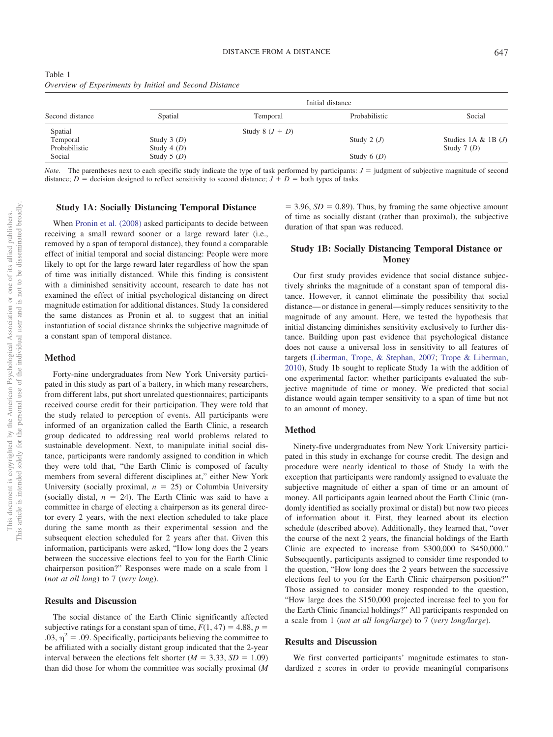Table 1
*Overview of Experiments by Initial and Second Distance*

| Second distance | Initial distance | | | |
|---|---|---|---|---|
| | Spatial | Temporal | Probabilistic | Social |
| Spatial | | Study 8 ($J + D$) | | |
| Temporal | Study 3 ($D$) | | Study 2 ($J$) | Studies 1A & 1B ($J$) |
| Probabilistic | Study 4 ($D$) | | | Study 7 ($D$) |
| Social | Study 5 ($D$) | | Study 6 ($D$) | |

*Note.* The parentheses next to each specific study indicate the type of task performed by participants: $J$ = judgment of subjective magnitude of second distance; $D$ = decision designed to reflect sensitivity to second distance; $J + D$ = both types of tasks.

## Study 1A: Socially Distancing Temporal Distance

When Pronin et al. (2008) asked participants to decide between receiving a small reward sooner or a large reward later (i.e., removed by a span of temporal distance), they found a comparable effect of initial temporal and social distancing: People were more likely to opt for the large reward later regardless of how the span of time was initially distanced. While this finding is consistent with a diminished sensitivity account, research to date has not examined the effect of initial psychological distancing on direct magnitude estimation for additional distances. Study 1a considered the same distances as Pronin et al. to suggest that an initial instantiation of social distance shrinks the subjective magnitude of a constant span of temporal distance.

### Method

Forty-nine undergraduates from New York University participated in this study as part of a battery, in which many researchers, from different labs, put short unrelated questionnaires; participants received course credit for their participation. They were told that the study related to perception of events. All participants were informed of an organization called the Earth Clinic, a research group dedicated to addressing real world problems related to sustainable development. Next, to manipulate initial social distance, participants were randomly assigned to condition in which they were told that, "the Earth Clinic is composed of faculty members from several different disciplines at," either New York University (socially proximal, $n$ = 25) or Columbia University (socially distal, $n$ = 24). The Earth Clinic was said to have a committee in charge of electing a chairperson as its general director every 2 years, with the next election scheduled to take place during the same month as their experimental session and the subsequent election scheduled for 2 years after that. Given this information, participants were asked, "How long does the 2 years between the successive elections feel to you for the Earth Clinic chairperson position?" Responses were made on a scale from 1 (*not at all long*) to 7 (*very long*).

### Results and Discussion

The social distance of the Earth Clinic significantly affected subjective ratings for a constant span of time, $F(1, 47) = 4.88$, $p = .03$, $\eta^2 = .09$. Specifically, participants believing the committee to be affiliated with a socially distant group indicated that the 2-year interval between the elections felt shorter ($M = 3.33$, $SD = 1.09$) than did those for whom the committee was socially proximal ($M = 3.96$, $SD = 0.89$). Thus, by framing the same objective amount of time as socially distant (rather than proximal), the subjective duration of that span was reduced.

## Study 1B: Socially Distancing Temporal Distance or Money

Our first study provides evidence that social distance subjectively shrinks the magnitude of a constant span of temporal distance. However, it cannot eliminate the possibility that social distance—or distance in general—simply reduces sensitivity to the magnitude of any amount. Here, we tested the hypothesis that initial distancing diminishes sensitivity exclusively to further distance. Building upon past evidence that psychological distance does not cause a universal loss in sensitivity to all features of targets (Liberman, Trope, & Stephan, 2007; Trope & Liberman, 2010), Study 1b sought to replicate Study 1a with the addition of one experimental factor: whether participants evaluated the subjective magnitude of time or money. We predicted that social distance would again temper sensitivity to a span of time but not to an amount of money.

### Method

Ninety-five undergraduates from New York University participated in this study in exchange for course credit. The design and procedure were nearly identical to those of Study 1a with the exception that participants were randomly assigned to evaluate the subjective magnitude of either a span of time or an amount of money. All participants again learned about the Earth Clinic (randomly identified as socially proximal or distal) but now two pieces of information about it. First, they learned about its election schedule (described above). Additionally, they learned that, "over the course of the next 2 years, the financial holdings of the Earth Clinic are expected to increase from \$300,000 to \$450,000." Subsequently, participants assigned to consider time responded to the question, "How long does the 2 years between the successive elections feel to you for the Earth Clinic chairperson position?" Those assigned to consider money responded to the question, "How large does the \$150,000 projected increase feel to you for the Earth Clinic financial holdings?" All participants responded on a scale from 1 (*not at all long/large*) to 7 (*very long/large*).

### Results and Discussion

We first converted participants' magnitude estimates to standardized $z$ scores in order to provide meaningful comparisons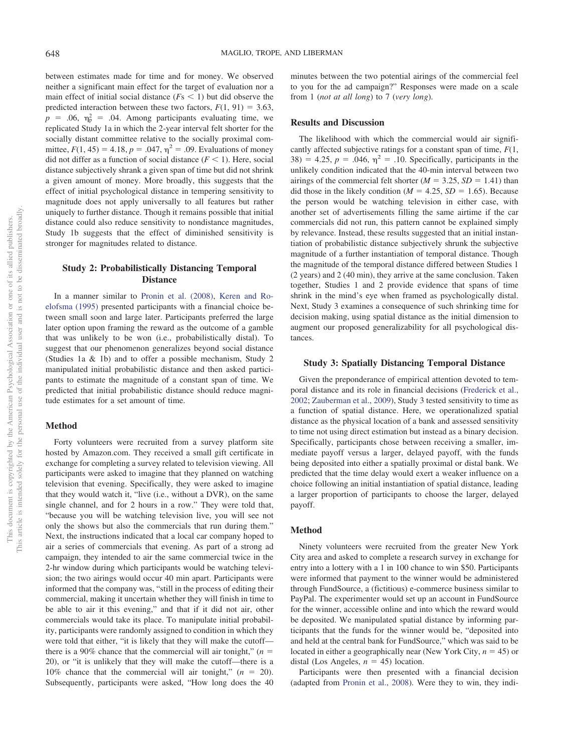between estimates made for time and for money. We observed neither a significant main effect for the target of evaluation nor a main effect of initial social distance ($Fs < 1$) but did observe the predicted interaction between these two factors, $F(1, 91) = 3.63$, $p = .06$, $\eta_p^2 = .04$. Among participants evaluating time, we replicated Study 1a in which the 2-year interval felt shorter for the socially distant committee relative to the socially proximal committee, $F(1, 45) = 4.18$, $p = .047$, $\eta^2 = .09$. Evaluations of money did not differ as a function of social distance ($F < 1$). Here, social distance subjectively shrank a given span of time but did not shrink a given amount of money. More broadly, this suggests that the effect of initial psychological distance in tempering sensitivity to magnitude does not apply universally to all features but rather uniquely to further distance. Though it remains possible that initial distance could also reduce sensitivity to nondistance magnitudes, Study 1b suggests that the effect of diminished sensitivity is stronger for magnitudes related to distance.

## Study 2: Probabilistically Distancing Temporal Distance

In a manner similar to Pronin et al. (2008), Keren and Roelofsma (1995) presented participants with a financial choice between small soon and large later. Participants preferred the large later option upon framing the reward as the outcome of a gamble that was unlikely to be won (i.e., probabilistically distal). To suggest that our phenomenon generalizes beyond social distance (Studies 1a & 1b) and to offer a possible mechanism, Study 2 manipulated initial probabilistic distance and then asked participants to estimate the magnitude of a constant span of time. We predicted that initial probabilistic distance should reduce magnitude estimates for a set amount of time.

### Method

Forty volunteers were recruited from a survey platform site hosted by Amazon.com. They received a small gift certificate in exchange for completing a survey related to television viewing. All participants were asked to imagine that they planned on watching television that evening. Specifically, they were asked to imagine that they would watch it, "live (i.e., without a DVR), on the same single channel, and for 2 hours in a row." They were told that, "because you will be watching television live, you will see not only the shows but also the commercials that run during them." Next, the instructions indicated that a local car company hoped to air a series of commercials that evening. As part of a strong ad campaign, they intended to air the same commercial twice in the 2-hr window during which participants would be watching television; the two airings would occur 40 min apart. Participants were informed that the company was, "still in the process of editing their commercial, making it uncertain whether they will finish in time to be able to air it this evening," and that if it did not air, other commercials would take its place. To manipulate initial probability, participants were randomly assigned to condition in which they were told that either, "it is likely that they will make the cutoff—there is a 90% chance that the commercial will air tonight," ($n = 20$), or "it is unlikely that they will make the cutoff—there is a 10% chance that the commercial will air tonight," ($n = 20$). Subsequently, participants were asked, "How long does the 40 minutes between the two potential airings of the commercial feel to you for the ad campaign?" Responses were made on a scale from 1 (*not at all long*) to 7 (*very long*).

### Results and Discussion

The likelihood with which the commercial would air significantly affected subjective ratings for a constant span of time, $F(1, 38) = 4.25$, $p = .046$, $\eta^2 = .10$. Specifically, participants in the unlikely condition indicated that the 40-min interval between two airings of the commercial felt shorter ($M = 3.25$, $SD = 1.41$) than did those in the likely condition ($M = 4.25$, $SD = 1.65$). Because the person would be watching television in either case, with another set of advertisements filling the same airtime if the car commercials did not run, this pattern cannot be explained simply by relevance. Instead, these results suggested that an initial instantiation of probabilistic distance subjectively shrunk the subjective magnitude of a further instantiation of temporal distance. Though the magnitude of the temporal distance differed between Studies 1 (2 years) and 2 (40 min), they arrive at the same conclusion. Taken together, Studies 1 and 2 provide evidence that spans of time shrink in the mind's eye when framed as psychologically distal. Next, Study 3 examines a consequence of such shrinking time for decision making, using spatial distance as the initial dimension to augment our proposed generalizability for all psychological distances.

## Study 3: Spatially Distancing Temporal Distance

Given the preponderance of empirical attention devoted to temporal distance and its role in financial decisions (Frederick et al., 2002; Zauberman et al., 2009), Study 3 tested sensitivity to time as a function of spatial distance. Here, we operationalized spatial distance as the physical location of a bank and assessed sensitivity to time not using direct estimation but instead as a binary decision. Specifically, participants chose between receiving a smaller, immediate payoff versus a larger, delayed payoff, with the funds being deposited into either a spatially proximal or distal bank. We predicted that the time delay would exert a weaker influence on a choice following an initial instantiation of spatial distance, leading a larger proportion of participants to choose the larger, delayed payoff.

### Method

Ninety volunteers were recruited from the greater New York City area and asked to complete a research survey in exchange for entry into a lottery with a 1 in 100 chance to win $50. Participants were informed that payment to the winner would be administered through FundSource, a (fictitious) e-commerce business similar to PayPal. The experimenter would set up an account in FundSource for the winner, accessible online and into which the reward would be deposited. We manipulated spatial distance by informing participants that the funds for the winner would be, "deposited into and held at the central bank for FundSource," which was said to be located in either a geographically near (New York City, $n = 45$) or distal (Los Angeles, $n = 45$) location.

Participants were then presented with a financial decision (adapted from Pronin et al., 2008). Were they to win, they indi-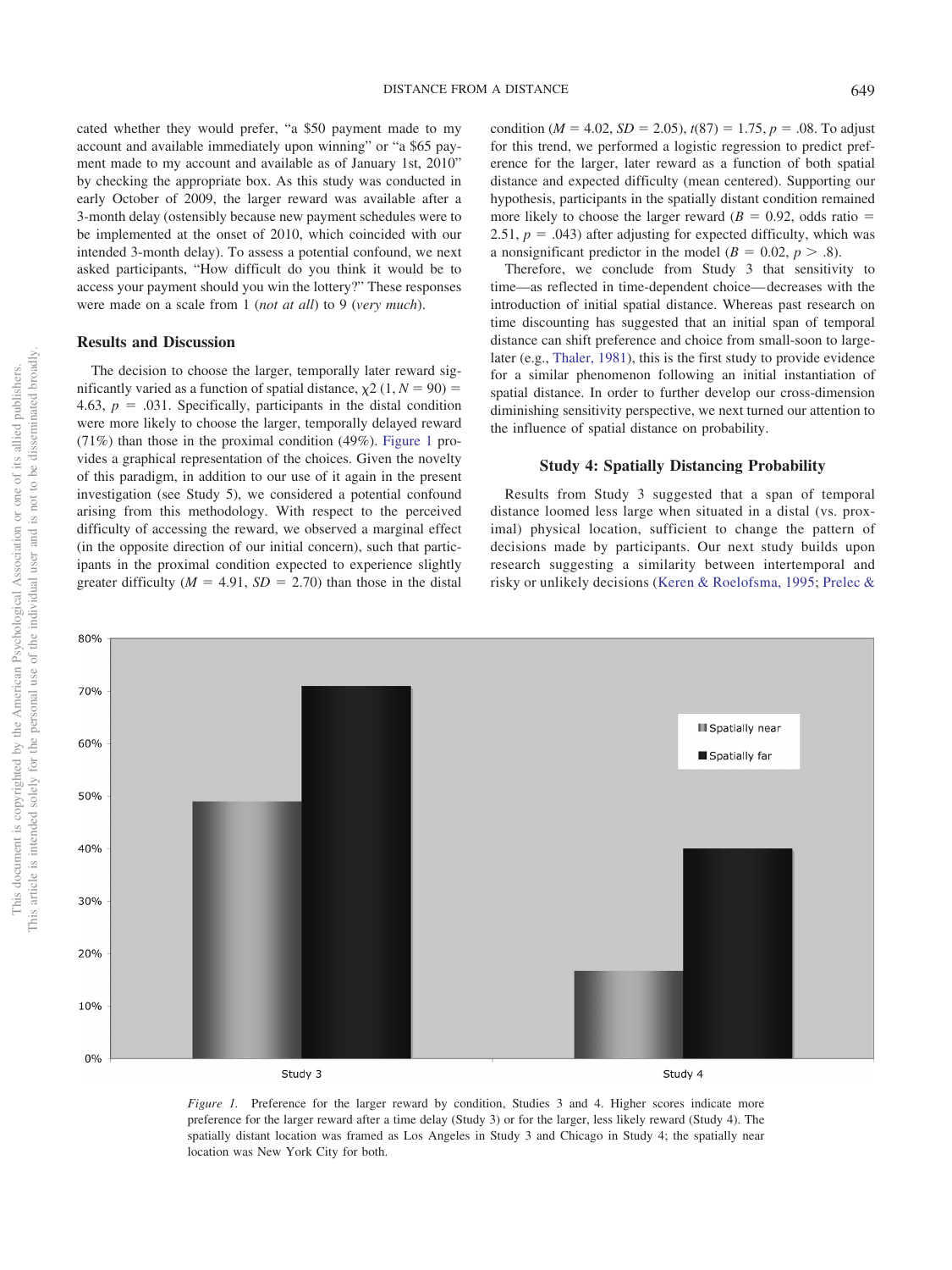cated whether they would prefer, "a $50 payment made to my account and available immediately upon winning" or "a $65 payment made to my account and available as of January 1st, 2010" by checking the appropriate box. As this study was conducted in early October of 2009, the larger reward was available after a 3-month delay (ostensibly because new payment schedules were to be implemented at the onset of 2010, which coincided with our intended 3-month delay). To assess a potential confound, we next asked participants, "How difficult do you think it would be to access your payment should you win the lottery?" These responses were made on a scale from 1 (*not at all*) to 9 (*very much*).

### Results and Discussion

The decision to choose the larger, temporally later reward significantly varied as a function of spatial distance, $\chi2$ (1, $N$ = 90) = 4.63, $p$ = .031. Specifically, participants in the distal condition were more likely to choose the larger, temporally delayed reward (71%) than those in the proximal condition (49%). Figure 1 provides a graphical representation of the choices. Given the novelty of this paradigm, in addition to our use of it again in the present investigation (see Study 5), we considered a potential confound arising from this methodology. With respect to the perceived difficulty of accessing the reward, we observed a marginal effect (in the opposite direction of our initial concern), such that participants in the proximal condition expected to experience slightly greater difficulty ($M$ = 4.91, $SD$ = 2.70) than those in the distal condition ($M$ = 4.02, $SD$ = 2.05), $t(87)$ = 1.75, $p$ = .08. To adjust for this trend, we performed a logistic regression to predict preference for the larger, later reward as a function of both spatial distance and expected difficulty (mean centered). Supporting our hypothesis, participants in the spatially distant condition remained more likely to choose the larger reward ($B$ = 0.92, odds ratio = 2.51, $p$ = .043) after adjusting for expected difficulty, which was a nonsignificant predictor in the model ($B$ = 0.02, $p$ > .8).

Therefore, we conclude from Study 3 that sensitivity to time—as reflected in time-dependent choice—decreases with the introduction of initial spatial distance. Whereas past research on time discounting has suggested that an initial span of temporal distance can shift preference and choice from small-soon to large-later (e.g., Thaler, 1981), this is the first study to provide evidence for a similar phenomenon following an initial instantiation of spatial distance. In order to further develop our cross-dimension diminishing sensitivity perspective, we next turned our attention to the influence of spatial distance on probability.

## Study 4: Spatially Distancing Probability

Results from Study 3 suggested that a span of temporal distance loomed less large when situated in a distal (vs. proximal) physical location, sufficient to change the pattern of decisions made by participants. Our next study builds upon research suggesting a similarity between intertemporal and risky or unlikely decisions (Keren & Roelofsma, 1995; Prelec &

*Figure 1.* Preference for the larger reward by condition, Studies 3 and 4. Higher scores indicate more preference for the larger reward after a time delay (Study 3) or for the larger, less likely reward (Study 4). The spatially distant location was framed as Los Angeles in Study 3 and Chicago in Study 4; the spatially near location was New York City for both.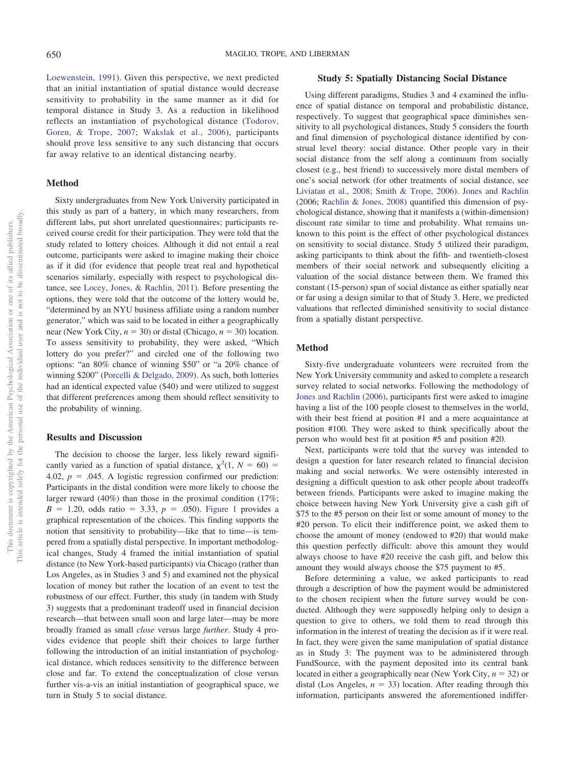Loewenstein, 1991). Given this perspective, we next predicted that an initial instantiation of spatial distance would decrease sensitivity to probability in the same manner as it did for temporal distance in Study 3. As a reduction in likelihood reflects an instantiation of psychological distance (Todorov, Goren, & Trope, 2007; Wakslak et al., 2006), participants should prove less sensitive to any such distancing that occurs far away relative to an identical distancing nearby.

### Method

Sixty undergraduates from New York University participated in this study as part of a battery, in which many researchers, from different labs, put short unrelated questionnaires; participants received course credit for their participation. They were told that the study related to lottery choices. Although it did not entail a real outcome, participants were asked to imagine making their choice as if it did (for evidence that people treat real and hypothetical scenarios similarly, especially with respect to psychological distance, see Locey, Jones, & Rachlin, 2011). Before presenting the options, they were told that the outcome of the lottery would be, "determined by an NYU business affiliate using a random number generator," which was said to be located in either a geographically near (New York City, $n = 30$) or distal (Chicago, $n = 30$) location. To assess sensitivity to probability, they were asked, "Which lottery do you prefer?" and circled one of the following two options: "an 80% chance of winning \$50" or "a 20% chance of winning \$200" (Porcelli & Delgado, 2009). As such, both lotteries had an identical expected value (\$40) and were utilized to suggest that different preferences among them should reflect sensitivity to the probability of winning.

### Results and Discussion

The decision to choose the larger, less likely reward significantly varied as a function of spatial distance, $\chi^2(1, N = 60) = 4.02$, $p = .045$. A logistic regression confirmed our prediction: Participants in the distal condition were more likely to choose the larger reward (40%) than those in the proximal condition (17%; $B = 1.20$, odds ratio $= 3.33$, $p = .050$). Figure 1 provides a graphical representation of the choices. This finding supports the notion that sensitivity to probability—like that to time—is tempered from a spatially distal perspective. In important methodological changes, Study 4 framed the initial instantiation of spatial distance (to New York-based participants) via Chicago (rather than Los Angeles, as in Studies 3 and 5) and examined not the physical location of money but rather the location of an event to test the robustness of our effect. Further, this study (in tandem with Study 3) suggests that a predominant tradeoff used in financial decision research—that between small soon and large later—may be more broadly framed as small *close* versus large *further*. Study 4 provides evidence that people shift their choices to large further following the introduction of an initial instantiation of psychological distance, which reduces sensitivity to the difference between close and far. To extend the conceptualization of close versus further vis-a-vis an initial instantiation of geographical space, we turn in Study 5 to social distance.

## Study 5: Spatially Distancing Social Distance

Using different paradigms, Studies 3 and 4 examined the influence of spatial distance on temporal and probabilistic distance, respectively. To suggest that geographical space diminishes sensitivity to all psychological distances, Study 5 considers the fourth and final dimension of psychological distance identified by construal level theory: social distance. Other people vary in their social distance from the self along a continuum from socially closest (e.g., best friend) to successively more distal members of one's social network (for other treatments of social distance, see Liviatan et al., 2008; Smith & Trope, 2006). Jones and Rachlin (2006; Rachlin & Jones, 2008) quantified this dimension of psychological distance, showing that it manifests a (within-dimension) discount rate similar to time and probability. What remains unknown to this point is the effect of other psychological distances on sensitivity to social distance. Study 5 utilized their paradigm, asking participants to think about the fifth- and twentieth-closest members of their social network and subsequently eliciting a valuation of the social distance between them. We framed this constant (15-person) span of social distance as either spatially near or far using a design similar to that of Study 3. Here, we predicted valuations that reflected diminished sensitivity to social distance from a spatially distant perspective.

### Method

Sixty-five undergraduate volunteers were recruited from the New York University community and asked to complete a research survey related to social networks. Following the methodology of Jones and Rachlin (2006), participants first were asked to imagine having a list of the 100 people closest to themselves in the world, with their best friend at position #1 and a mere acquaintance at position #100. They were asked to think specifically about the person who would best fit at position #5 and position #20.

Next, participants were told that the survey was intended to design a question for later research related to financial decision making and social networks. We were ostensibly interested in designing a difficult question to ask other people about tradeoffs between friends. Participants were asked to imagine making the choice between having New York University give a cash gift of \$75 to the #5 person on their list or some amount of money to the #20 person. To elicit their indifference point, we asked them to choose the amount of money (endowed to #20) that would make this question perfectly difficult: above this amount they would always choose to have #20 receive the cash gift, and below this amount they would always choose the \$75 payment to #5.

Before determining a value, we asked participants to read through a description of how the payment would be administered to the chosen recipient when the future survey would be conducted. Although they were supposedly helping only to design a question to give to others, we told them to read through this information in the interest of treating the decision as if it were real. In fact, they were given the same manipulation of spatial distance as in Study 3: The payment was to be administered through FundSource, with the payment deposited into its central bank located in either a geographically near (New York City, $n = 32$) or distal (Los Angeles, $n = 33$) location. After reading through this information, participants answered the aforementioned indiffer-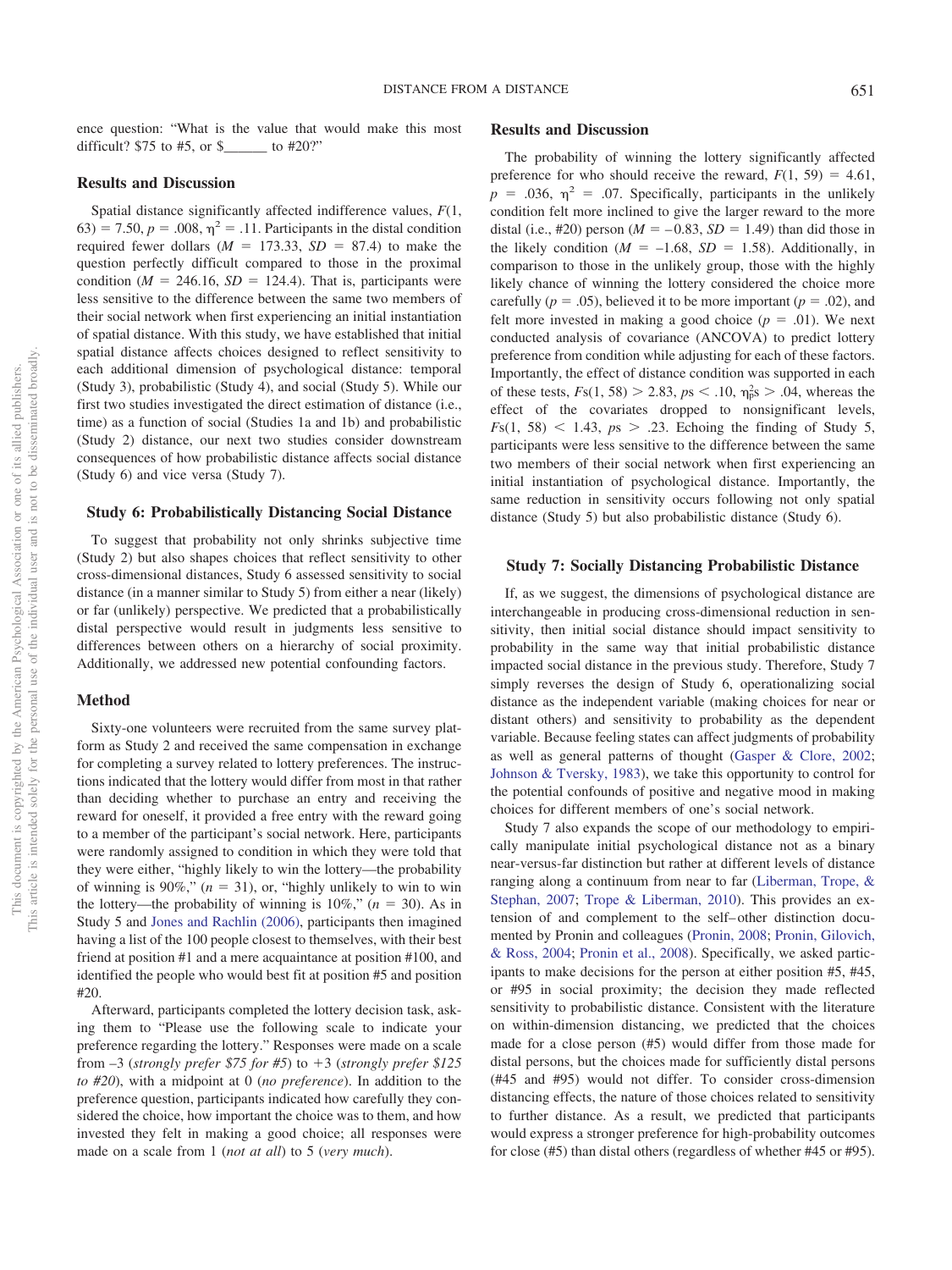ence question: "What is the value that would make this most difficult? $75 to #5, or $______ to #20?"

### Results and Discussion

Spatial distance significantly affected indifference values, $F(1, 63) = 7.50$, $p = .008$, $\eta^2 = .11$. Participants in the distal condition required fewer dollars ($M = 173.33$, $SD = 87.4$) to make the question perfectly difficult compared to those in the proximal condition ($M = 246.16$, $SD = 124.4$). That is, participants were less sensitive to the difference between the same two members of their social network when first experiencing an initial instantiation of spatial distance. With this study, we have established that initial spatial distance affects choices designed to reflect sensitivity to each additional dimension of psychological distance: temporal (Study 3), probabilistic (Study 4), and social (Study 5). While our first two studies investigated the direct estimation of distance (i.e., time) as a function of social (Studies 1a and 1b) and probabilistic (Study 2) distance, our next two studies consider downstream consequences of how probabilistic distance affects social distance (Study 6) and vice versa (Study 7).

## Study 6: Probabilistically Distancing Social Distance

To suggest that probability not only shrinks subjective time (Study 2) but also shapes choices that reflect sensitivity to other cross-dimensional distances, Study 6 assessed sensitivity to social distance (in a manner similar to Study 5) from either a near (likely) or far (unlikely) perspective. We predicted that a probabilistically distal perspective would result in judgments less sensitive to differences between others on a hierarchy of social proximity. Additionally, we addressed new potential confounding factors.

### Method

Sixty-one volunteers were recruited from the same survey platform as Study 2 and received the same compensation in exchange for completing a survey related to lottery preferences. The instructions indicated that the lottery would differ from most in that rather than deciding whether to purchase an entry and receiving the reward for oneself, it provided a free entry with the reward going to a member of the participant's social network. Here, participants were randomly assigned to condition in which they were told that they were either, "highly likely to win the lottery—the probability of winning is 90%," ($n = 31$), or, "highly unlikely to win to win the lottery—the probability of winning is 10%," ($n = 30$). As in Study 5 and Jones and Rachlin (2006), participants then imagined having a list of the 100 people closest to themselves, with their best friend at position #1 and a mere acquaintance at position #100, and identified the people who would best fit at position #5 and position #20.

Afterward, participants completed the lottery decision task, asking them to "Please use the following scale to indicate your preference regarding the lottery." Responses were made on a scale from –3 (*strongly prefer $75 for #5*) to +3 (*strongly prefer $125 to #20*), with a midpoint at 0 (*no preference*). In addition to the preference question, participants indicated how carefully they considered the choice, how important the choice was to them, and how invested they felt in making a good choice; all responses were made on a scale from 1 (*not at all*) to 5 (*very much*).

### Results and Discussion

The probability of winning the lottery significantly affected preference for who should receive the reward, $F(1, 59) = 4.61$, $p = .036$, $\eta^2 = .07$. Specifically, participants in the unlikely condition felt more inclined to give the larger reward to the more distal (i.e., #20) person ($M = -0.83$, $SD = 1.49$) than did those in the likely condition ($M = -1.68$, $SD = 1.58$). Additionally, in comparison to those in the unlikely group, those with the highly likely chance of winning the lottery considered the choice more carefully ($p = .05$), believed it to be more important ($p = .02$), and felt more invested in making a good choice ($p = .01$). We next conducted analysis of covariance (ANCOVA) to predict lottery preference from condition while adjusting for each of these factors. Importantly, the effect of distance condition was supported in each of these tests, $F\text{s}(1, 58) > 2.83$, $p\text{s} < .10$, $\eta_p^2\text{s} > .04$, whereas the effect of the covariates dropped to nonsignificant levels, $F\text{s}(1, 58) < 1.43$, $p\text{s} > .23$. Echoing the finding of Study 5, participants were less sensitive to the difference between the same two members of their social network when first experiencing an initial instantiation of psychological distance. Importantly, the same reduction in sensitivity occurs following not only spatial distance (Study 5) but also probabilistic distance (Study 6).

## Study 7: Socially Distancing Probabilistic Distance

If, as we suggest, the dimensions of psychological distance are interchangeable in producing cross-dimensional reduction in sensitivity, then initial social distance should impact sensitivity to probability in the same way that initial probabilistic distance impacted social distance in the previous study. Therefore, Study 7 simply reverses the design of Study 6, operationalizing social distance as the independent variable (making choices for near or distant others) and sensitivity to probability as the dependent variable. Because feeling states can affect judgments of probability as well as general patterns of thought (Gasper & Clore, 2002; Johnson & Tversky, 1983), we take this opportunity to control for the potential confounds of positive and negative mood in making choices for different members of one's social network.

Study 7 also expands the scope of our methodology to empirically manipulate initial psychological distance not as a binary near-versus-far distinction but rather at different levels of distance ranging along a continuum from near to far (Liberman, Trope, & Stephan, 2007; Trope & Liberman, 2010). This provides an extension of and complement to the self–other distinction documented by Pronin and colleagues (Pronin, 2008; Pronin, Gilovich, & Ross, 2004; Pronin et al., 2008). Specifically, we asked participants to make decisions for the person at either position #5, #45, or #95 in social proximity; the decision they made reflected sensitivity to probabilistic distance. Consistent with the literature on within-dimension distancing, we predicted that the choices made for a close person (#5) would differ from those made for distal persons, but the choices made for sufficiently distal persons (#45 and #95) would not differ. To consider cross-dimension distancing effects, the nature of those choices related to sensitivity to further distance. As a result, we predicted that participants would express a stronger preference for high-probability outcomes for close (#5) than distal others (regardless of whether #45 or #95).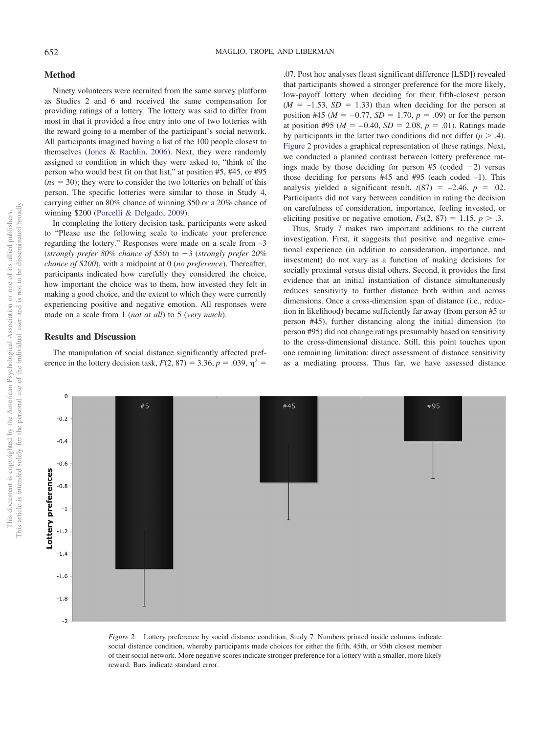## Method

Ninety volunteers were recruited from the same survey platform as Studies 2 and 6 and received the same compensation for providing ratings of a lottery. The lottery was said to differ from most in that it provided a free entry into one of two lotteries with the reward going to a member of the participant's social network. All participants imagined having a list of the 100 people closest to themselves (Jones & Rachlin, 2006). Next, they were randomly assigned to condition in which they were asked to, "think of the person who would best fit on that list," at position #5, #45, or #95 ($n$s = 30); they were to consider the two lotteries on behalf of this person. The specific lotteries were similar to those in Study 4, carrying either an 80% chance of winning \$50 or a 20% chance of winning \$200 (Porcelli & Delgado, 2009).

In completing the lottery decision task, participants were asked to "Please use the following scale to indicate your preference regarding the lottery." Responses were made on a scale from –3 (*strongly prefer 80% chance of \$50*) to +3 (*strongly prefer 20% chance of \$200*), with a midpoint at 0 (*no preference*). Thereafter, participants indicated how carefully they considered the choice, how important the choice was to them, how invested they felt in making a good choice, and the extent to which they were currently experiencing positive and negative emotion. All responses were made on a scale from 1 (*not at all*) to 5 (*very much*).

## Results and Discussion

The manipulation of social distance significantly affected preference in the lottery decision task, $F(2, 87) = 3.36$, $p = .039$, $\eta^2 = .07$. Post hoc analyses (least significant difference [LSD]) revealed that participants showed a stronger preference for the more likely, low-payoff lottery when deciding for their fifth-closest person ($M = -1.53$, $SD = 1.33$) than when deciding for the person at position #45 ($M = -0.77$, $SD = 1.70$, $p = .09$) or for the person at position #95 ($M = -0.40$, $SD = 2.08$, $p = .01$). Ratings made by participants in the latter two conditions did not differ ($p > .4$). Figure 2 provides a graphical representation of these ratings. Next, we conducted a planned contrast between lottery preference ratings made by those deciding for person #5 (coded +2) versus those deciding for persons #45 and #95 (each coded –1). This analysis yielded a significant result, $t(87) = -2.46$, $p = .02$. Participants did not vary between condition in rating the decision on carefulness of consideration, importance, feeling invested, or eliciting positive or negative emotion, $F$s$(2, 87) = 1.15$, $p > .3$.

Thus, Study 7 makes two important additions to the current investigation. First, it suggests that positive and negative emotional experience (in addition to consideration, importance, and investment) do not vary as a function of making decisions for socially proximal versus distal others. Second, it provides the first evidence that an initial instantiation of distance simultaneously reduces sensitivity to further distance both within and across dimensions. Once a cross-dimension span of distance (i.e., reduction in likelihood) became sufficiently far away (from person #5 to person #45), further distancing along the initial dimension (to person #95) did not change ratings presumably based on sensitivity to the cross-dimensional distance. Still, this point touches upon one remaining limitation: direct assessment of distance sensitivity as a mediating process. Thus far, we have assessed distance

*Figure 2.* Lottery preference by social distance condition, Study 7. Numbers printed inside columns indicate social distance condition, whereby participants made choices for either the fifth, 45th, or 95th closest member of their social network. More negative scores indicate stronger preference for a lottery with a smaller, more likely reward. Bars indicate standard error.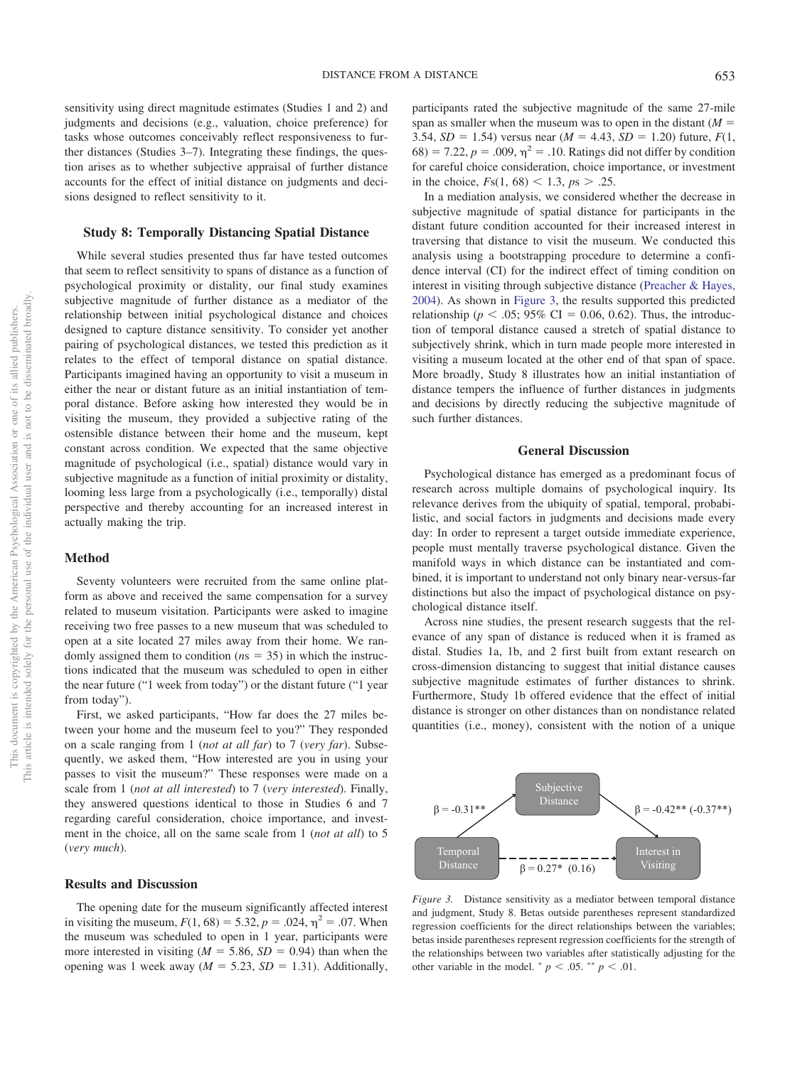sensitivity using direct magnitude estimates (Studies 1 and 2) and judgments and decisions (e.g., valuation, choice preference) for tasks whose outcomes conceivably reflect responsiveness to further distances (Studies 3–7). Integrating these findings, the question arises as to whether subjective appraisal of further distance accounts for the effect of initial distance on judgments and decisions designed to reflect sensitivity to it.

## Study 8: Temporally Distancing Spatial Distance

While several studies presented thus far have tested outcomes that seem to reflect sensitivity to spans of distance as a function of psychological proximity or distality, our final study examines subjective magnitude of further distance as a mediator of the relationship between initial psychological distance and choices designed to capture distance sensitivity. To consider yet another pairing of psychological distances, we tested this prediction as it relates to the effect of temporal distance on spatial distance. Participants imagined having an opportunity to visit a museum in either the near or distant future as an initial instantiation of temporal distance. Before asking how interested they would be in visiting the museum, they provided a subjective rating of the ostensible distance between their home and the museum, kept constant across condition. We expected that the same objective magnitude of psychological (i.e., spatial) distance would vary in subjective magnitude as a function of initial proximity or distality, looming less large from a psychologically (i.e., temporally) distal perspective and thereby accounting for an increased interest in actually making the trip.

### Method

Seventy volunteers were recruited from the same online platform as above and received the same compensation for a survey related to museum visitation. Participants were asked to imagine receiving two free passes to a new museum that was scheduled to open at a site located 27 miles away from their home. We randomly assigned them to condition ($ns = 35$) in which the instructions indicated that the museum was scheduled to open in either the near future ("1 week from today") or the distant future ("1 year from today").

First, we asked participants, "How far does the 27 miles between your home and the museum feel to you?" They responded on a scale ranging from 1 (*not at all far*) to 7 (*very far*). Subsequently, we asked them, "How interested are you in using your passes to visit the museum?" These responses were made on a scale from 1 (*not at all interested*) to 7 (*very interested*). Finally, they answered questions identical to those in Studies 6 and 7 regarding careful consideration, choice importance, and investment in the choice, all on the same scale from 1 (*not at all*) to 5 (*very much*).

### Results and Discussion

The opening date for the museum significantly affected interest in visiting the museum, $F(1, 68) = 5.32$, $p = .024$, $\eta^2 = .07$. When the museum was scheduled to open in 1 year, participants were more interested in visiting ($M = 5.86$, $SD = 0.94$) than when the opening was 1 week away ($M = 5.23$, $SD = 1.31$). Additionally, participants rated the subjective magnitude of the same 27-mile span as smaller when the museum was to open in the distant ($M = 3.54$, $SD = 1.54$) versus near ($M = 4.43$, $SD = 1.20$) future, $F(1, 68) = 7.22$, $p = .009$, $\eta^2 = .10$. Ratings did not differ by condition for careful choice consideration, choice importance, or investment in the choice, $Fs(1, 68) < 1.3$, $ps > .25$.

In a mediation analysis, we considered whether the decrease in subjective magnitude of spatial distance for participants in the distant future condition accounted for their increased interest in traversing that distance to visit the museum. We conducted this analysis using a bootstrapping procedure to determine a confidence interval (CI) for the indirect effect of timing condition on interest in visiting through subjective distance (Preacher & Hayes, 2004). As shown in Figure 3, the results supported this predicted relationship ($p < .05$; 95% CI = 0.06, 0.62). Thus, the introduction of temporal distance caused a stretch of spatial distance to subjectively shrink, which in turn made people more interested in visiting a museum located at the other end of that span of space. More broadly, Study 8 illustrates how an initial instantiation of distance tempers the influence of further distances in judgments and decisions by directly reducing the subjective magnitude of such further distances.

## General Discussion

Psychological distance has emerged as a predominant focus of research across multiple domains of psychological inquiry. Its relevance derives from the ubiquity of spatial, temporal, probabilistic, and social factors in judgments and decisions made every day: In order to represent a target outside immediate experience, people must mentally traverse psychological distance. Given the manifold ways in which distance can be instantiated and combined, it is important to understand not only binary near-versus-far distinctions but also the impact of psychological distance on psychological distance itself.

Across nine studies, the present research suggests that the relevance of any span of distance is reduced when it is framed as distal. Studies 1a, 1b, and 2 first built from extant research on cross-dimension distancing to suggest that initial distance causes subjective magnitude estimates of further distances to shrink. Furthermore, Study 1b offered evidence that the effect of initial distance is stronger on other distances than on nondistance related quantities (i.e., money), consistent with the notion of a unique

Subjective Distance; Temporal Distance; Interest in Visiting; β = -0.31**; β = -0.42** (-0.37**); β = 0.27* (0.16)

*Figure 3.* Distance sensitivity as a mediator between temporal distance and judgment, Study 8. Betas outside parentheses represent standardized regression coefficients for the direct relationships between the variables; betas inside parentheses represent regression coefficients for the strength of the relationships between two variables after statistically adjusting for the other variable in the model. * $p < .05$. ** $p < .01$.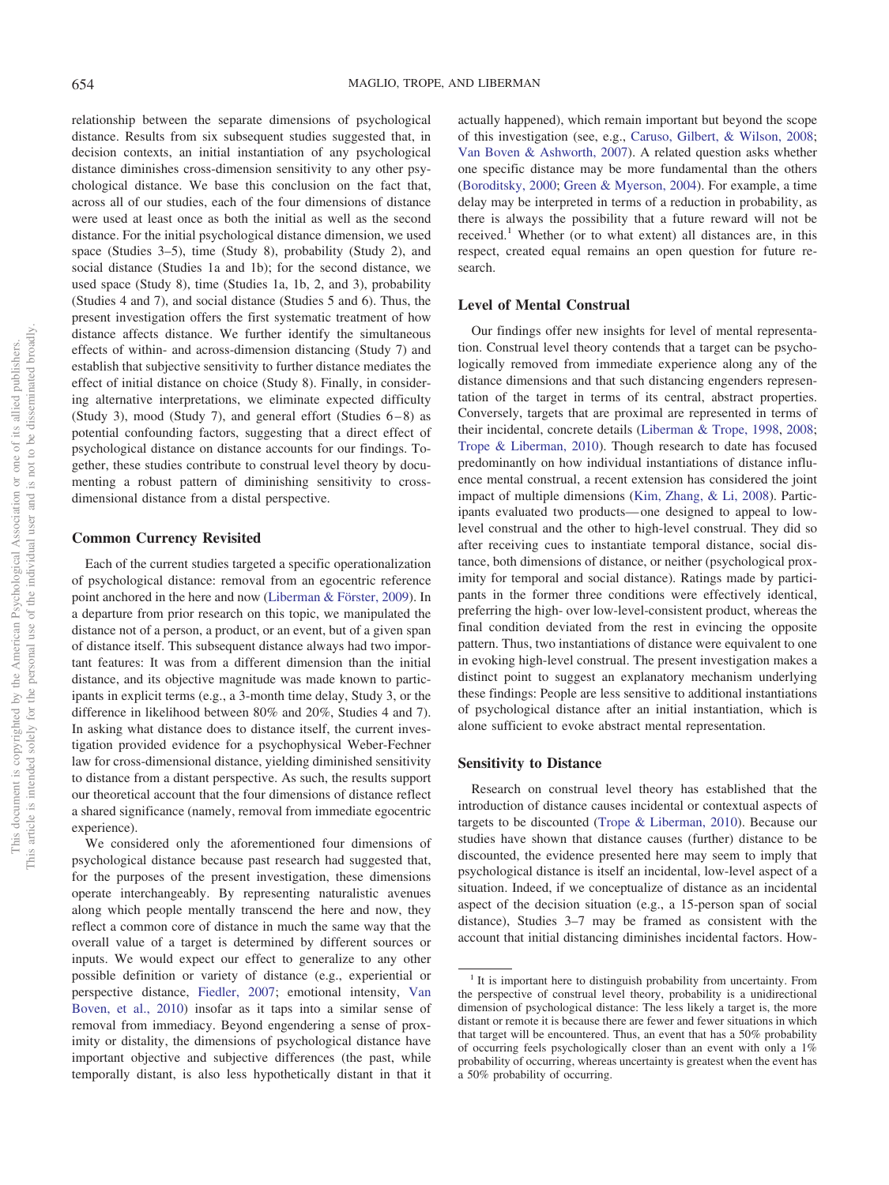relationship between the separate dimensions of psychological distance. Results from six subsequent studies suggested that, in decision contexts, an initial instantiation of any psychological distance diminishes cross-dimension sensitivity to any other psychological distance. We base this conclusion on the fact that, across all of our studies, each of the four dimensions of distance were used at least once as both the initial as well as the second distance. For the initial psychological distance dimension, we used space (Studies 3–5), time (Study 8), probability (Study 2), and social distance (Studies 1a and 1b); for the second distance, we used space (Study 8), time (Studies 1a, 1b, 2, and 3), probability (Studies 4 and 7), and social distance (Studies 5 and 6). Thus, the present investigation offers the first systematic treatment of how distance affects distance. We further identify the simultaneous effects of within- and across-dimension distancing (Study 7) and establish that subjective sensitivity to further distance mediates the effect of initial distance on choice (Study 8). Finally, in considering alternative interpretations, we eliminate expected difficulty (Study 3), mood (Study 7), and general effort (Studies 6–8) as potential confounding factors, suggesting that a direct effect of psychological distance on distance accounts for our findings. Together, these studies contribute to construal level theory by documenting a robust pattern of diminishing sensitivity to cross-dimensional distance from a distal perspective.

### Common Currency Revisited

Each of the current studies targeted a specific operationalization of psychological distance: removal from an egocentric reference point anchored in the here and now (Liberman & Förster, 2009). In a departure from prior research on this topic, we manipulated the distance not of a person, a product, or an event, but of a given span of distance itself. This subsequent distance always had two important features: It was from a different dimension than the initial distance, and its objective magnitude was made known to participants in explicit terms (e.g., a 3-month time delay, Study 3, or the difference in likelihood between 80% and 20%, Studies 4 and 7). In asking what distance does to distance itself, the current investigation provided evidence for a psychophysical Weber-Fechner law for cross-dimensional distance, yielding diminished sensitivity to distance from a distant perspective. As such, the results support our theoretical account that the four dimensions of distance reflect a shared significance (namely, removal from immediate egocentric experience).

We considered only the aforementioned four dimensions of psychological distance because past research had suggested that, for the purposes of the present investigation, these dimensions operate interchangeably. By representing naturalistic avenues along which people mentally transcend the here and now, they reflect a common core of distance in much the same way that the overall value of a target is determined by different sources or inputs. We would expect our effect to generalize to any other possible definition or variety of distance (e.g., experiential or perspective distance, Fiedler, 2007; emotional intensity, Van Boven, et al., 2010) insofar as it taps into a similar sense of removal from immediacy. Beyond engendering a sense of proximity or distality, the dimensions of psychological distance have important objective and subjective differences (the past, while temporally distant, is also less hypothetically distant in that it actually happened), which remain important but beyond the scope of this investigation (see, e.g., Caruso, Gilbert, & Wilson, 2008; Van Boven & Ashworth, 2007). A related question asks whether one specific distance may be more fundamental than the others (Boroditsky, 2000; Green & Myerson, 2004). For example, a time delay may be interpreted in terms of a reduction in probability, as there is always the possibility that a future reward will not be received.[1] Whether (or to what extent) all distances are, in this respect, created equal remains an open question for future research.

### Level of Mental Construal

Our findings offer new insights for level of mental representation. Construal level theory contends that a target can be psychologically removed from immediate experience along any of the distance dimensions and that such distancing engenders representation of the target in terms of its central, abstract properties. Conversely, targets that are proximal are represented in terms of their incidental, concrete details (Liberman & Trope, 1998, 2008; Trope & Liberman, 2010). Though research to date has focused predominantly on how individual instantiations of distance influence mental construal, a recent extension has considered the joint impact of multiple dimensions (Kim, Zhang, & Li, 2008). Participants evaluated two products—one designed to appeal to low-level construal and the other to high-level construal. They did so after receiving cues to instantiate temporal distance, social distance, both dimensions of distance, or neither (psychological proximity for temporal and social distance). Ratings made by participants in the former three conditions were effectively identical, preferring the high- over low-level-consistent product, whereas the final condition deviated from the rest in evincing the opposite pattern. Thus, two instantiations of distance were equivalent to one in evoking high-level construal. The present investigation makes a distinct point to suggest an explanatory mechanism underlying these findings: People are less sensitive to additional instantiations of psychological distance after an initial instantiation, which is alone sufficient to evoke abstract mental representation.

### Sensitivity to Distance

Research on construal level theory has established that the introduction of distance causes incidental or contextual aspects of targets to be discounted (Trope & Liberman, 2010). Because our studies have shown that distance causes (further) distance to be discounted, the evidence presented here may seem to imply that psychological distance is itself an incidental, low-level aspect of a situation. Indeed, if we conceptualize of distance as an incidental aspect of the decision situation (e.g., a 15-person span of social distance), Studies 3–7 may be framed as consistent with the account that initial distancing diminishes incidental factors. How-

[1] It is important here to distinguish probability from uncertainty. From the perspective of construal level theory, probability is a unidirectional dimension of psychological distance: The less likely a target is, the more distant or remote it is because there are fewer and fewer situations in which that target will be encountered. Thus, an event that has a 50% probability of occurring feels psychologically closer than an event with only a 1% probability of occurring, whereas uncertainty is greatest when the event has a 50% probability of occurring.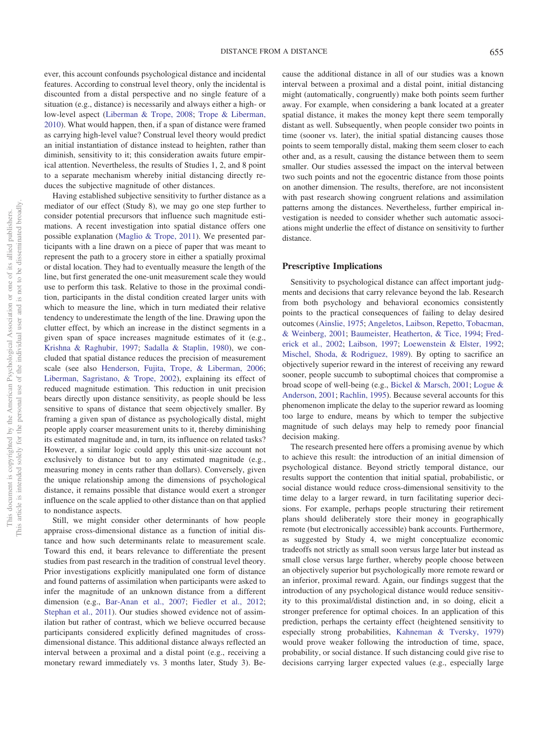ever, this account confounds psychological distance and incidental features. According to construal level theory, only the incidental is discounted from a distal perspective and no single feature of a situation (e.g., distance) is necessarily and always either a high- or low-level aspect (Liberman & Trope, 2008; Trope & Liberman, 2010). What would happen, then, if a span of distance were framed as carrying high-level value? Construal level theory would predict an initial instantiation of distance instead to heighten, rather than diminish, sensitivity to it; this consideration awaits future empirical attention. Nevertheless, the results of Studies 1, 2, and 8 point to a separate mechanism whereby initial distancing directly reduces the subjective magnitude of other distances.

Having established subjective sensitivity to further distance as a mediator of our effect (Study 8), we may go one step further to consider potential precursors that influence such magnitude estimations. A recent investigation into spatial distance offers one possible explanation (Maglio & Trope, 2011). We presented participants with a line drawn on a piece of paper that was meant to represent the path to a grocery store in either a spatially proximal or distal location. They had to eventually measure the length of the line, but first generated the one-unit measurement scale they would use to perform this task. Relative to those in the proximal condition, participants in the distal condition created larger units with which to measure the line, which in turn mediated their relative tendency to underestimate the length of the line. Drawing upon the clutter effect, by which an increase in the distinct segments in a given span of space increases magnitude estimates of it (e.g., Krishna & Raghubir, 1997; Sadalla & Staplin, 1980), we concluded that spatial distance reduces the precision of measurement scale (see also Henderson, Fujita, Trope, & Liberman, 2006; Liberman, Sagristano, & Trope, 2002), explaining its effect of reduced magnitude estimation. This reduction in unit precision bears directly upon distance sensitivity, as people should be less sensitive to spans of distance that seem objectively smaller. By framing a given span of distance as psychologically distal, might people apply coarser measurement units to it, thereby diminishing its estimated magnitude and, in turn, its influence on related tasks? However, a similar logic could apply this unit-size account not exclusively to distance but to any estimated magnitude (e.g., measuring money in cents rather than dollars). Conversely, given the unique relationship among the dimensions of psychological distance, it remains possible that distance would exert a stronger influence on the scale applied to other distance than on that applied to nondistance aspects.

Still, we might consider other determinants of how people appraise cross-dimensional distance as a function of initial distance and how such determinants relate to measurement scale. Toward this end, it bears relevance to differentiate the present studies from past research in the tradition of construal level theory. Prior investigations explicitly manipulated one form of distance and found patterns of assimilation when participants were asked to infer the magnitude of an unknown distance from a different dimension (e.g., Bar-Anan et al., 2007; Fiedler et al., 2012; Stephan et al., 2011). Our studies showed evidence not of assimilation but rather of contrast, which we believe occurred because participants considered explicitly defined magnitudes of cross-dimensional distance. This additional distance always reflected an interval between a proximal and a distal point (e.g., receiving a monetary reward immediately vs. 3 months later, Study 3). Because the additional distance in all of our studies was a known interval between a proximal and a distal point, initial distancing might (automatically, congruently) make both points seem further away. For example, when considering a bank located at a greater spatial distance, it makes the money kept there seem temporally distant as well. Subsequently, when people consider two points in time (sooner vs. later), the initial spatial distancing causes those points to seem temporally distal, making them seem closer to each other and, as a result, causing the distance between them to seem smaller. Our studies assessed the impact on the interval between two such points and not the egocentric distance from those points on another dimension. The results, therefore, are not inconsistent with past research showing congruent relations and assimilation patterns among the distances. Nevertheless, further empirical investigation is needed to consider whether such automatic associations might underlie the effect of distance on sensitivity to further distance.

## Prescriptive Implications

Sensitivity to psychological distance can affect important judgments and decisions that carry relevance beyond the lab. Research from both psychology and behavioral economics consistently points to the practical consequences of failing to delay desired outcomes (Ainslie, 1975; Angeletos, Laibson, Repetto, Tobacman, & Weinberg, 2001; Baumeister, Heatherton, & Tice, 1994; Frederick et al., 2002; Laibson, 1997; Loewenstein & Elster, 1992; Mischel, Shoda, & Rodriguez, 1989). By opting to sacrifice an objectively superior reward in the interest of receiving any reward sooner, people succumb to suboptimal choices that compromise a broad scope of well-being (e.g., Bickel & Marsch, 2001; Logue & Anderson, 2001; Rachlin, 1995). Because several accounts for this phenomenon implicate the delay to the superior reward as looming too large to endure, means by which to temper the subjective magnitude of such delays may help to remedy poor financial decision making.

The research presented here offers a promising avenue by which to achieve this result: the introduction of an initial dimension of psychological distance. Beyond strictly temporal distance, our results support the contention that initial spatial, probabilistic, or social distance would reduce cross-dimensional sensitivity to the time delay to a larger reward, in turn facilitating superior decisions. For example, perhaps people structuring their retirement plans should deliberately store their money in geographically remote (but electronically accessible) bank accounts. Furthermore, as suggested by Study 4, we might conceptualize economic tradeoffs not strictly as small soon versus large later but instead as small close versus large further, whereby people choose between an objectively superior but psychologically more remote reward or an inferior, proximal reward. Again, our findings suggest that the introduction of any psychological distance would reduce sensitivity to this proximal/distal distinction and, in so doing, elicit a stronger preference for optimal choices. In an application of this prediction, perhaps the certainty effect (heightened sensitivity to especially strong probabilities, Kahneman & Tversky, 1979) would prove weaker following the introduction of time, space, probability, or social distance. If such distancing could give rise to decisions carrying larger expected values (e.g., especially large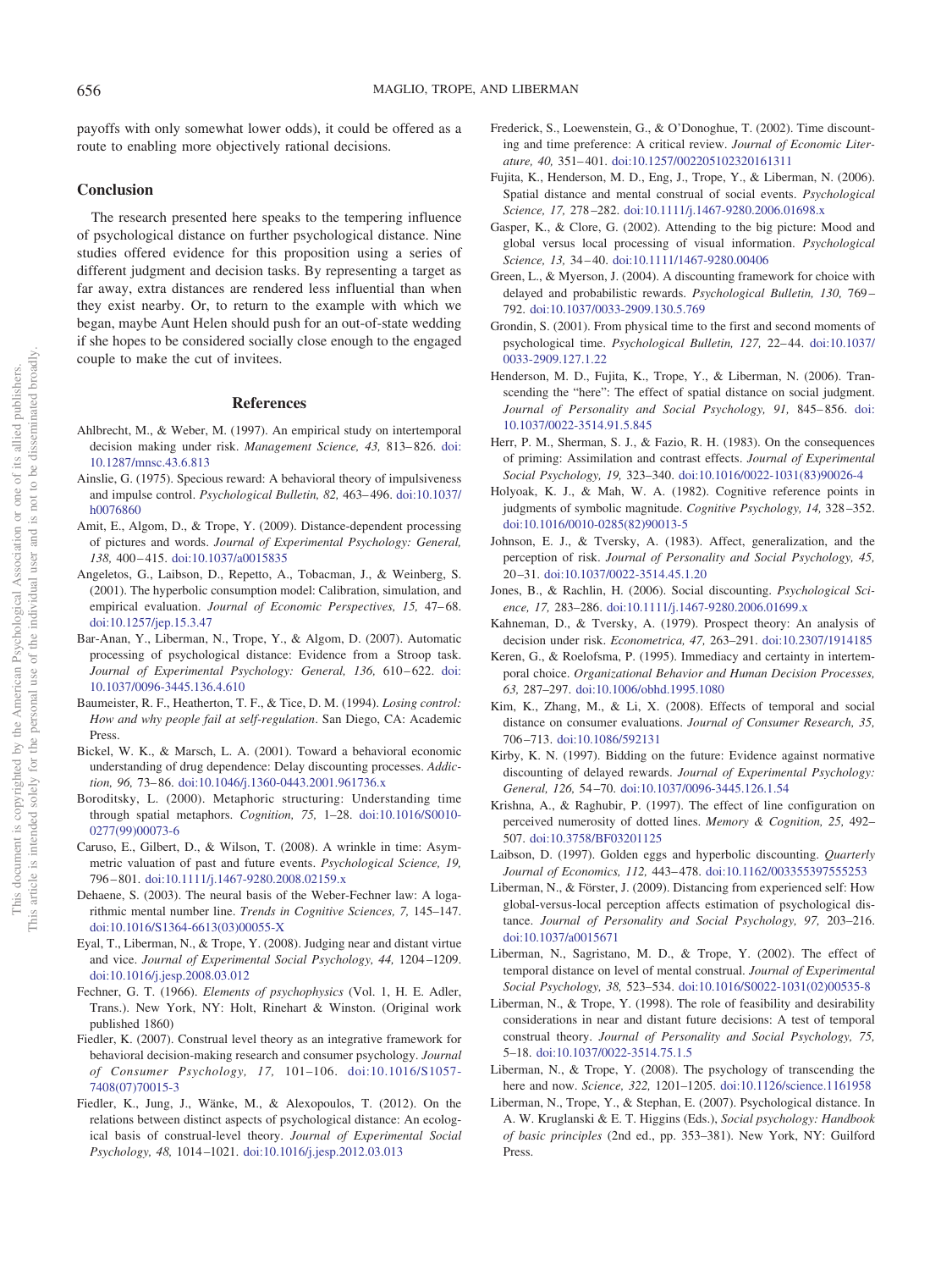payoffs with only somewhat lower odds), it could be offered as a route to enabling more objectively rational decisions.

## Conclusion

The research presented here speaks to the tempering influence of psychological distance on further psychological distance. Nine studies offered evidence for this proposition using a series of different judgment and decision tasks. By representing a target as far away, extra distances are rendered less influential than when they exist nearby. Or, to return to the example with which we began, maybe Aunt Helen should push for an out-of-state wedding if she hopes to be considered socially close enough to the engaged couple to make the cut of invitees.

## References

Ahlbrecht, M., & Weber, M. (1997). An empirical study on intertemporal decision making under risk. *Management Science, 43,* 813–826. doi:10.1287/mnsc.43.6.813

Ainslie, G. (1975). Specious reward: A behavioral theory of impulsiveness and impulse control. *Psychological Bulletin, 82,* 463–496. doi:10.1037/h0076860

Amit, E., Algom, D., & Trope, Y. (2009). Distance-dependent processing of pictures and words. *Journal of Experimental Psychology: General, 138,* 400–415. doi:10.1037/a0015835

Angeletos, G., Laibson, D., Repetto, A., Tobacman, J., & Weinberg, S. (2001). The hyperbolic consumption model: Calibration, simulation, and empirical evaluation. *Journal of Economic Perspectives, 15,* 47–68. doi:10.1257/jep.15.3.47

Bar-Anan, Y., Liberman, N., Trope, Y., & Algom, D. (2007). Automatic processing of psychological distance: Evidence from a Stroop task. *Journal of Experimental Psychology: General, 136,* 610–622. doi:10.1037/0096-3445.136.4.610

Baumeister, R. F., Heatherton, T. F., & Tice, D. M. (1994). *Losing control: How and why people fail at self-regulation*. San Diego, CA: Academic Press.

Bickel, W. K., & Marsch, L. A. (2001). Toward a behavioral economic understanding of drug dependence: Delay discounting processes. *Addiction, 96,* 73–86. doi:10.1046/j.1360-0443.2001.961736.x

Boroditsky, L. (2000). Metaphoric structuring: Understanding time through spatial metaphors. *Cognition, 75,* 1–28. doi:10.1016/S0010-0277(99)00073-6

Caruso, E., Gilbert, D., & Wilson, T. (2008). A wrinkle in time: Asymmetric valuation of past and future events. *Psychological Science, 19,* 796–801. doi:10.1111/j.1467-9280.2008.02159.x

Dehaene, S. (2003). The neural basis of the Weber-Fechner law: A logarithmic mental number line. *Trends in Cognitive Sciences, 7,* 145–147. doi:10.1016/S1364-6613(03)00055-X

Eyal, T., Liberman, N., & Trope, Y. (2008). Judging near and distant virtue and vice. *Journal of Experimental Social Psychology, 44,* 1204–1209. doi:10.1016/j.jesp.2008.03.012

Fechner, G. T. (1966). *Elements of psychophysics* (Vol. 1, H. E. Adler, Trans.). New York, NY: Holt, Rinehart & Winston. (Original work published 1860)

Fiedler, K. (2007). Construal level theory as an integrative framework for behavioral decision-making research and consumer psychology. *Journal of Consumer Psychology, 17,* 101–106. doi:10.1016/S1057-7408(07)70015-3

Fiedler, K., Jung, J., Wänke, M., & Alexopoulos, T. (2012). On the relations between distinct aspects of psychological distance: An ecological basis of construal-level theory. *Journal of Experimental Social Psychology, 48,* 1014–1021. doi:10.1016/j.jesp.2012.03.013

Frederick, S., Loewenstein, G., & O'Donoghue, T. (2002). Time discounting and time preference: A critical review. *Journal of Economic Literature, 40,* 351–401. doi:10.1257/002205102320161311

Fujita, K., Henderson, M. D., Eng, J., Trope, Y., & Liberman, N. (2006). Spatial distance and mental construal of social events. *Psychological Science, 17,* 278–282. doi:10.1111/j.1467-9280.2006.01698.x

Gasper, K., & Clore, G. (2002). Attending to the big picture: Mood and global versus local processing of visual information. *Psychological Science, 13,* 34–40. doi:10.1111/1467-9280.00406

Green, L., & Myerson, J. (2004). A discounting framework for choice with delayed and probabilistic rewards. *Psychological Bulletin, 130,* 769–792. doi:10.1037/0033-2909.130.5.769

Grondin, S. (2001). From physical time to the first and second moments of psychological time. *Psychological Bulletin, 127,* 22–44. doi:10.1037/0033-2909.127.1.22

Henderson, M. D., Fujita, K., Trope, Y., & Liberman, N. (2006). Transcending the "here": The effect of spatial distance on social judgment. *Journal of Personality and Social Psychology, 91,* 845–856. doi:10.1037/0022-3514.91.5.845

Herr, P. M., Sherman, S. J., & Fazio, R. H. (1983). On the consequences of priming: Assimilation and contrast effects. *Journal of Experimental Social Psychology, 19,* 323–340. doi:10.1016/0022-1031(83)90026-4

Holyoak, K. J., & Mah, W. A. (1982). Cognitive reference points in judgments of symbolic magnitude. *Cognitive Psychology, 14,* 328–352. doi:10.1016/0010-0285(82)90013-5

Johnson, E. J., & Tversky, A. (1983). Affect, generalization, and the perception of risk. *Journal of Personality and Social Psychology, 45,* 20–31. doi:10.1037/0022-3514.45.1.20

Jones, B., & Rachlin, H. (2006). Social discounting. *Psychological Science, 17,* 283–286. doi:10.1111/j.1467-9280.2006.01699.x

Kahneman, D., & Tversky, A. (1979). Prospect theory: An analysis of decision under risk. *Econometrica, 47,* 263–291. doi:10.2307/1914185

Keren, G., & Roelofsma, P. (1995). Immediacy and certainty in intertemporal choice. *Organizational Behavior and Human Decision Processes, 63,* 287–297. doi:10.1006/obhd.1995.1080

Kim, K., Zhang, M., & Li, X. (2008). Effects of temporal and social distance on consumer evaluations. *Journal of Consumer Research, 35,* 706–713. doi:10.1086/592131

Kirby, K. N. (1997). Bidding on the future: Evidence against normative discounting of delayed rewards. *Journal of Experimental Psychology: General, 126,* 54–70. doi:10.1037/0096-3445.126.1.54

Krishna, A., & Raghubir, P. (1997). The effect of line configuration on perceived numerosity of dotted lines. *Memory & Cognition, 25,* 492–507. doi:10.3758/BF03201125

Laibson, D. (1997). Golden eggs and hyperbolic discounting. *Quarterly Journal of Economics, 112,* 443–478. doi:10.1162/003355397555253

Liberman, N., & Förster, J. (2009). Distancing from experienced self: How global-versus-local perception affects estimation of psychological distance. *Journal of Personality and Social Psychology, 97,* 203–216. doi:10.1037/a0015671

Liberman, N., Sagristano, M. D., & Trope, Y. (2002). The effect of temporal distance on level of mental construal. *Journal of Experimental Social Psychology, 38,* 523–534. doi:10.1016/S0022-1031(02)00535-8

Liberman, N., & Trope, Y. (1998). The role of feasibility and desirability considerations in near and distant future decisions: A test of temporal construal theory. *Journal of Personality and Social Psychology, 75,* 5–18. doi:10.1037/0022-3514.75.1.5

Liberman, N., & Trope, Y. (2008). The psychology of transcending the here and now. *Science, 322,* 1201–1205. doi:10.1126/science.1161958

Liberman, N., Trope, Y., & Stephan, E. (2007). Psychological distance. In A. W. Kruglanski & E. T. Higgins (Eds.), *Social psychology: Handbook of basic principles* (2nd ed., pp. 353–381). New York, NY: Guilford Press.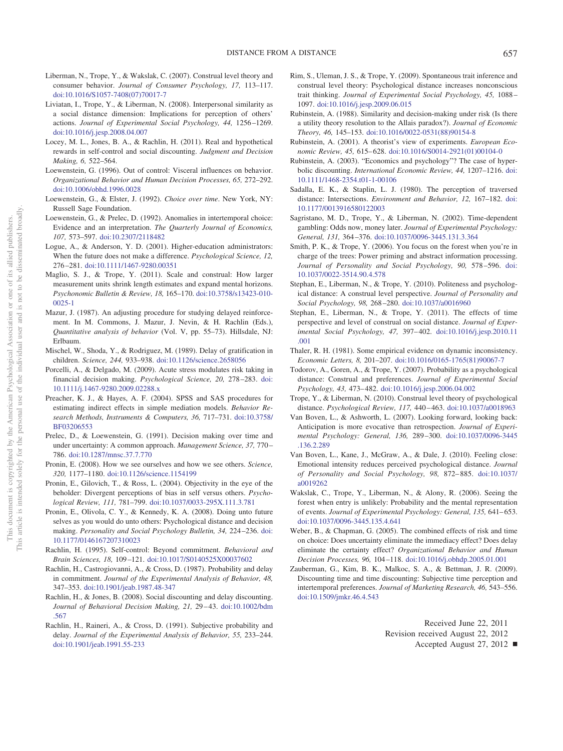Liberman, N., Trope, Y., & Wakslak, C. (2007). Construal level theory and consumer behavior. *Journal of Consumer Psychology, 17,* 113–117. doi:10.1016/S1057-7408(07)70017-7

Liviatan, I., Trope, Y., & Liberman, N. (2008). Interpersonal similarity as a social distance dimension: Implications for perception of others' actions. *Journal of Experimental Social Psychology, 44,* 1256–1269. doi:10.1016/j.jesp.2008.04.007

Locey, M. L., Jones, B. A., & Rachlin, H. (2011). Real and hypothetical rewards in self-control and social discounting. *Judgment and Decision Making, 6,* 522–564.

Loewenstein, G. (1996). Out of control: Visceral influences on behavior. *Organizational Behavior and Human Decision Processes, 65,* 272–292. doi:10.1006/obhd.1996.0028

Loewenstein, G., & Elster, J. (1992). *Choice over time*. New York, NY: Russell Sage Foundation.

Loewenstein, G., & Prelec, D. (1992). Anomalies in intertemporal choice: Evidence and an interpretation. *The Quarterly Journal of Economics, 107,* 573–597. doi:10.2307/2118482

Logue, A., & Anderson, Y. D. (2001). Higher-education administrators: When the future does not make a difference. *Psychological Science, 12,* 276–281. doi:10.1111/1467-9280.00351

Maglio, S. J., & Trope, Y. (2011). Scale and construal: How larger measurement units shrink length estimates and expand mental horizons. *Psychonomic Bulletin & Review, 18,* 165–170. doi:10.3758/s13423-010-0025-1

Mazur, J. (1987). An adjusting procedure for studying delayed reinforcement. In M. Commons, J. Mazur, J. Nevin, & H. Rachlin (Eds.), *Quantitative analysis of behavior* (Vol. V, pp. 55–73). Hillsdale, NJ: Erlbaum.

Mischel, W., Shoda, Y., & Rodriguez, M. (1989). Delay of gratification in children. *Science, 244,* 933–938. doi:10.1126/science.2658056

Porcelli, A., & Delgado, M. (2009). Acute stress modulates risk taking in financial decision making. *Psychological Science, 20,* 278–283. doi:10.1111/j.1467-9280.2009.02288.x

Preacher, K. J., & Hayes, A. F. (2004). SPSS and SAS procedures for estimating indirect effects in simple mediation models. *Behavior Research Methods, Instruments & Computers, 36,* 717–731. doi:10.3758/BF03206553

Prelec, D., & Loewenstein, G. (1991). Decision making over time and under uncertainty: A common approach. *Management Science, 37,* 770–786. doi:10.1287/mnsc.37.7.770

Pronin, E. (2008). How we see ourselves and how we see others. *Science, 320,* 1177–1180. doi:10.1126/science.1154199

Pronin, E., Gilovich, T., & Ross, L. (2004). Objectivity in the eye of the beholder: Divergent perceptions of bias in self versus others. *Psychological Review, 111,* 781–799. doi:10.1037/0033-295X.111.3.781

Pronin, E., Olivola, C. Y., & Kennedy, K. A. (2008). Doing unto future selves as you would do unto others: Psychological distance and decision making. *Personality and Social Psychology Bulletin, 34,* 224–236. doi:10.1177/0146167207310023

Rachlin, H. (1995). Self-control: Beyond commitment. *Behavioral and Brain Sciences, 18,* 109–121. doi:10.1017/S0140525X00037602

Rachlin, H., Castrogiovanni, A., & Cross, D. (1987). Probability and delay in commitment. *Journal of the Experimental Analysis of Behavior, 48,* 347–353. doi:10.1901/jeab.1987.48-347

Rachlin, H., & Jones, B. (2008). Social discounting and delay discounting. *Journal of Behavioral Decision Making, 21,* 29–43. doi:10.1002/bdm.567

Rachlin, H., Raineri, A., & Cross, D. (1991). Subjective probability and delay. *Journal of the Experimental Analysis of Behavior, 55,* 233–244. doi:10.1901/jeab.1991.55-233

Rim, S., Uleman, J. S., & Trope, Y. (2009). Spontaneous trait inference and construal level theory: Psychological distance increases nonconscious trait thinking. *Journal of Experimental Social Psychology, 45,* 1088–1097. doi:10.1016/j.jesp.2009.06.015

Rubinstein, A. (1988). Similarity and decision-making under risk (Is there a utility theory resolution to the Allais paradox?). *Journal of Economic Theory, 46,* 145–153. doi:10.1016/0022-0531(88)90154-8

Rubinstein, A. (2001). A theorist's view of experiments. *European Economic Review, 45,* 615–628. doi:10.1016/S0014-2921(01)00104-0

Rubinstein, A. (2003). "Economics and psychology"? The case of hyperbolic discounting. *International Economic Review, 44,* 1207–1216. doi:10.1111/1468-2354.t01-1-00106

Sadalla, E. K., & Staplin, L. J. (1980). The perception of traversed distance: Intersections. *Environment and Behavior, 12,* 167–182. doi:10.1177/0013916580122003

Sagristano, M. D., Trope, Y., & Liberman, N. (2002). Time-dependent gambling: Odds now, money later. *Journal of Experimental Psychology: General, 131,* 364–376. doi:10.1037/0096-3445.131.3.364

Smith, P. K., & Trope, Y. (2006). You focus on the forest when you're in charge of the trees: Power priming and abstract information processing. *Journal of Personality and Social Psychology, 90,* 578–596. doi:10.1037/0022-3514.90.4.578

Stephan, E., Liberman, N., & Trope, Y. (2010). Politeness and psychological distance: A construal level perspective. *Journal of Personality and Social Psychology, 98,* 268–280. doi:10.1037/a0016960

Stephan, E., Liberman, N., & Trope, Y. (2011). The effects of time perspective and level of construal on social distance. *Journal of Experimental Social Psychology, 47,* 397–402. doi:10.1016/j.jesp.2010.11.001

Thaler, R. H. (1981). Some empirical evidence on dynamic inconsistency. *Economic Letters, 8,* 201–207. doi:10.1016/0165-1765(81)90067-7

Todorov, A., Goren, A., & Trope, Y. (2007). Probability as a psychological distance: Construal and preferences. *Journal of Experimental Social Psychology, 43,* 473–482. doi:10.1016/j.jesp.2006.04.002

Trope, Y., & Liberman, N. (2010). Construal level theory of psychological distance. *Psychological Review, 117,* 440–463. doi:10.1037/a0018963

Van Boven, L., & Ashworth, L. (2007). Looking forward, looking back: Anticipation is more evocative than retrospection. *Journal of Experimental Psychology: General, 136,* 289–300. doi:10.1037/0096-3445.136.2.289

Van Boven, L., Kane, J., McGraw, A., & Dale, J. (2010). Feeling close: Emotional intensity reduces perceived psychological distance. *Journal of Personality and Social Psychology, 98,* 872–885. doi:10.1037/a0019262

Wakslak, C., Trope, Y., Liberman, N., & Alony, R. (2006). Seeing the forest when entry is unlikely: Probability and the mental representation of events. *Journal of Experimental Psychology: General, 135,* 641–653. doi:10.1037/0096-3445.135.4.641

Weber, B., & Chapman, G. (2005). The combined effects of risk and time on choice: Does uncertainty eliminate the immediacy effect? Does delay eliminate the certainty effect? *Organizational Behavior and Human Decision Processes, 96,* 104–118. doi:10.1016/j.obhdp.2005.01.001

Zauberman, G., Kim, B. K., Malkoc, S. A., & Bettman, J. R. (2009). Discounting time and time discounting: Subjective time perception and intertemporal preferences. *Journal of Marketing Research, 46,* 543–556. doi:10.1509/jmkr.46.4.543

Received June 22, 2011
Revision received August 22, 2012
Accepted August 27, 2012 ■